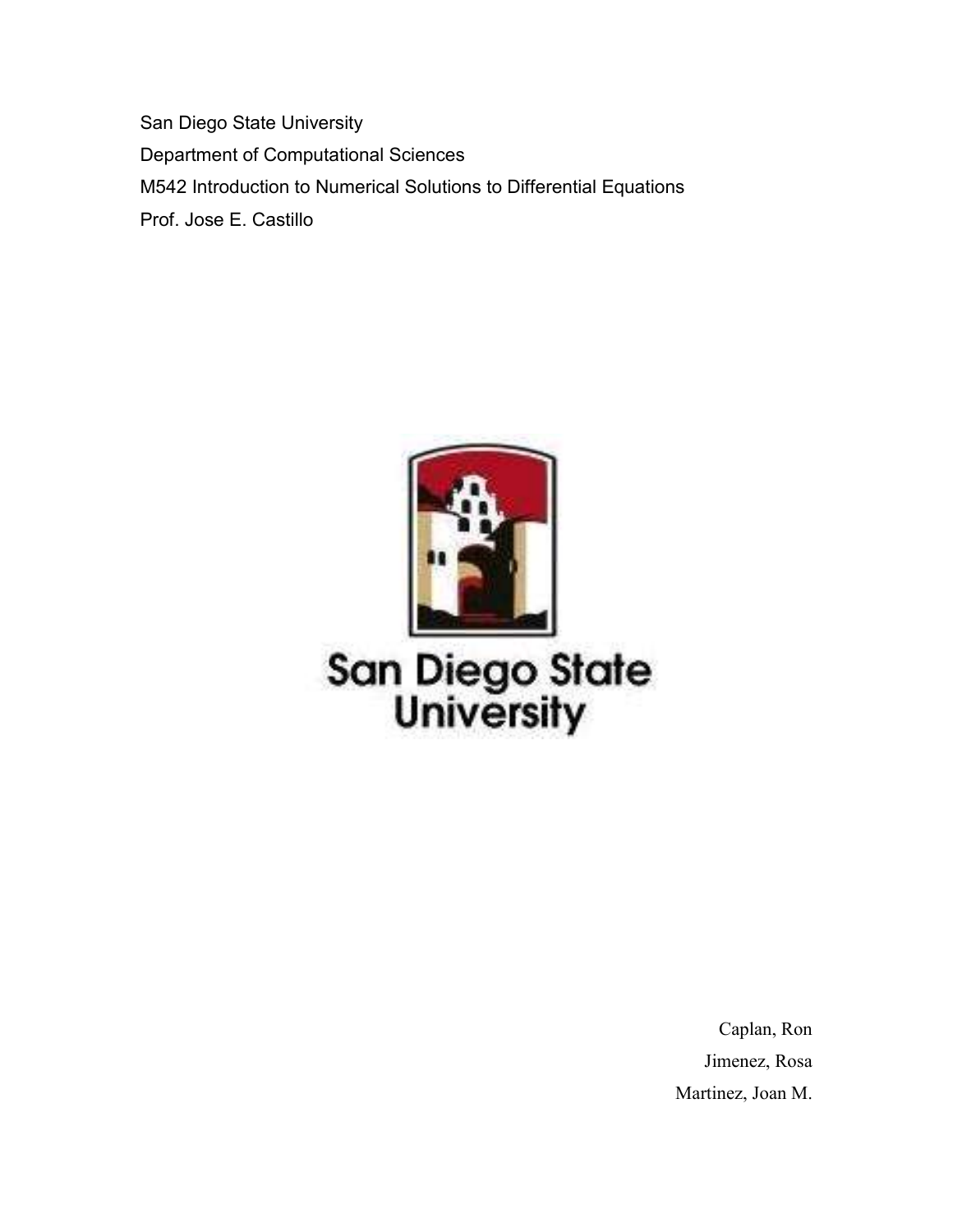San Diego State University

Department of Computational Sciences

M542 Introduction to Numerical Solutions to Differential Equations

Prof. Jose E. Castillo

San Diego State University

Caplan, Ron

Jimenez, Rosa

Martinez, Joan M.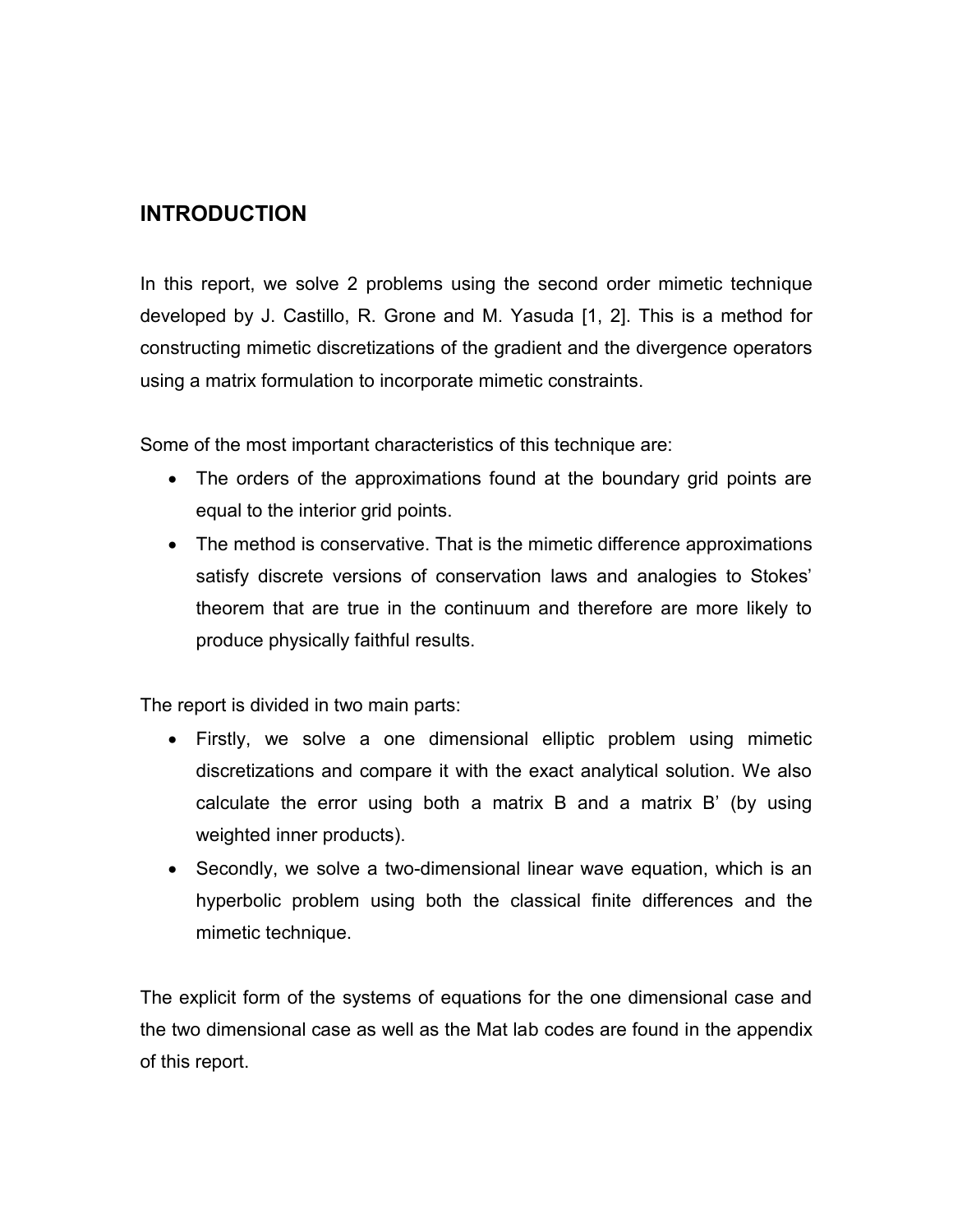## INTRODUCTION

In this report, we solve 2 problems using the second order mimetic technique developed by J. Castillo, R. Grone and M. Yasuda [1, 2]. This is a method for constructing mimetic discretizations of the gradient and the divergence operators using a matrix formulation to incorporate mimetic constraints.

Some of the most important characteristics of this technique are:

- The orders of the approximations found at the boundary grid points are equal to the interior grid points.
- The method is conservative. That is the mimetic difference approximations satisfy discrete versions of conservation laws and analogies to Stokes' theorem that are true in the continuum and therefore are more likely to produce physically faithful results.

The report is divided in two main parts:

- Firstly, we solve a one dimensional elliptic problem using mimetic discretizations and compare it with the exact analytical solution. We also calculate the error using both a matrix B and a matrix B' (by using weighted inner products).
- Secondly, we solve a two-dimensional linear wave equation, which is an hyperbolic problem using both the classical finite differences and the mimetic technique.

The explicit form of the systems of equations for the one dimensional case and the two dimensional case as well as the Mat lab codes are found in the appendix of this report.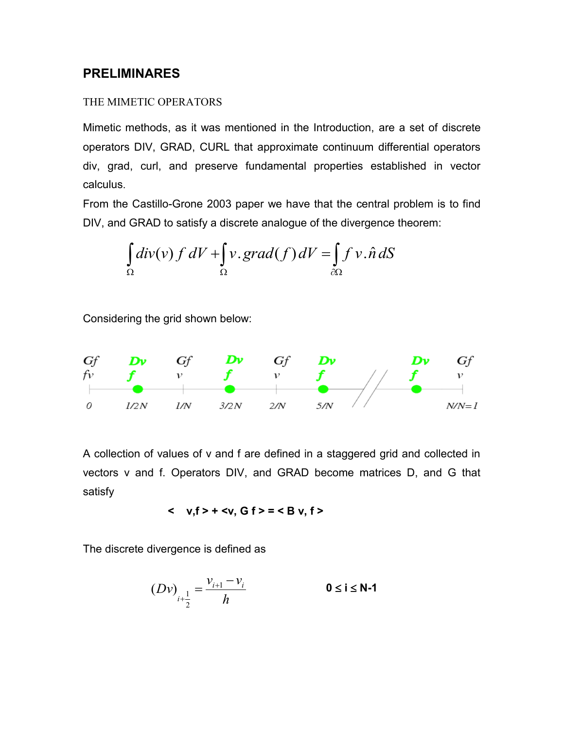## PRELIMINARES

### THE MIMETIC OPERATORS

Mimetic methods, as it was mentioned in the Introduction, are a set of discrete operators DIV, GRAD, CURL that approximate continuum differential operators div, grad, curl, and preserve fundamental properties established in vector calculus.

From the Castillo-Grone 2003 paper we have that the central problem is to find DIV, and GRAD to satisfy a discrete analogue of the divergence theorem:

$$\int_{\Omega} div(v)\, f\, dV + \int_{\Omega} v . grad(f)\, dV = \int_{\partial\Omega} f\, v . \hat{n}\, dS$$

Considering the grid shown below:

| Gf | Dv | Gf | Dv | Gf | Dv | // | Dv | Gf |
|---|---|---|---|---|---|---|---|---|
| fv | f | v | f | v | f | | f | v |
| 0 | 1/2N | 1/N | 3/2N | 2/N | 5/N | | | N/N=1 |

A collection of values of v and f are defined in a staggered grid and collected in vectors v and f. Operators DIV, and GRAD become matrices D, and G that satisfy

**< v,f > + <v, G f > = < B v, f >**

The discrete divergence is defined as

$$(Dv)_{i+\frac{1}{2}} = \frac{v_{i+1} - v_i}{h} \qquad \mathbf{0 \leq i \leq N\text{-}1}$$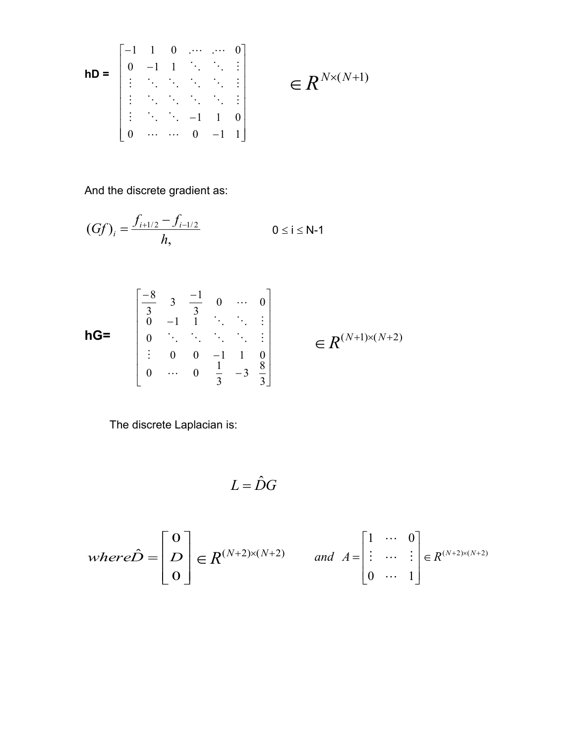$$
\textbf{hD} = \begin{bmatrix} -1 & 1 & 0 & . \cdots & . \cdots & 0 \\ 0 & -1 & 1 & \ddots & \ddots & \vdots \\ \vdots & \ddots & \ddots & \ddots & \ddots & \vdots \\ \vdots & \ddots & \ddots & \ddots & \ddots & \vdots \\ \vdots & \ddots & \ddots & -1 & 1 & 0 \\ 0 & \cdots & \cdots & 0 & -1 & 1 \end{bmatrix} \qquad \in R^{N \times (N+1)}
$$

And the discrete gradient as:

$$
(Gf)_i = \frac{f_{i+1/2} - f_{i-1/2}}{h,} \qquad 0 \leq i \leq N-1
$$

$$
\textbf{hG} = \begin{bmatrix} \frac{-8}{3} & 3 & \frac{-1}{3} & 0 & \cdots & 0 \\ 0 & -1 & 1 & \ddots & \ddots & \vdots \\ 0 & \ddots & \ddots & \ddots & \ddots & \vdots \\ \vdots & 0 & 0 & -1 & 1 & 0 \\ 0 & \cdots & 0 & \frac{1}{3} & -3 & \frac{8}{3} \end{bmatrix} \qquad \in R^{(N+1) \times (N+2)}
$$

The discrete Laplacian is:

$$
L = \hat{D}G
$$

$$
where \hat{D} = \begin{bmatrix} 0 \\ D \\ 0 \end{bmatrix} \in R^{(N+2) \times (N+2)} \qquad and \;\; A = \begin{bmatrix} 1 & \cdots & 0 \\ \vdots & \cdots & \vdots \\ 0 & \cdots & 1 \end{bmatrix} \in R^{(N+2) \times (N+2)}
$$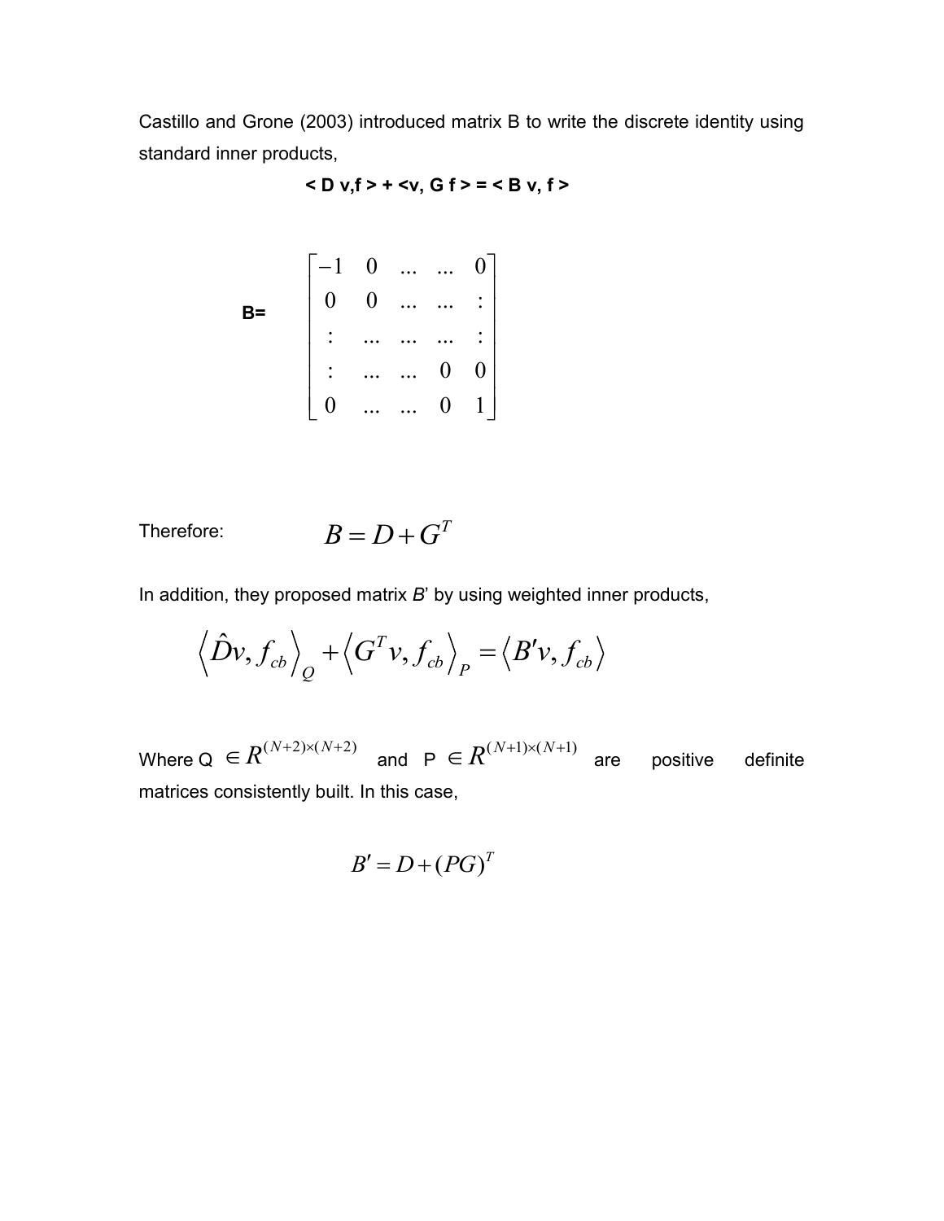Castillo and Grone (2003) introduced matrix B to write the discrete identity using standard inner products,

$$< D\, v, f > + < v, G\, f > = < B\, v, f >$$

$$
\mathbf{B=} \quad \begin{bmatrix} -1 & 0 & \dots & \dots & 0 \\ 0 & 0 & \dots & \dots & : \\ : & \dots & \dots & \dots & : \\ : & \dots & \dots & 0 & 0 \\ 0 & \dots & \dots & 0 & 1 \end{bmatrix}
$$

Therefore:
$$B = D + G^T$$

In addition, they proposed matrix *B*' by using weighted inner products,

$$\left\langle \hat{D}v, f_{cb} \right\rangle_Q + \left\langle G^T v, f_{cb} \right\rangle_P = \left\langle B'v, f_{cb} \right\rangle$$

Where Q $\in R^{(N+2)\times(N+2)}$ and P $\in R^{(N+1)\times(N+1)}$ are positive definite matrices consistently built. In this case,

$$B' = D + (PG)^T$$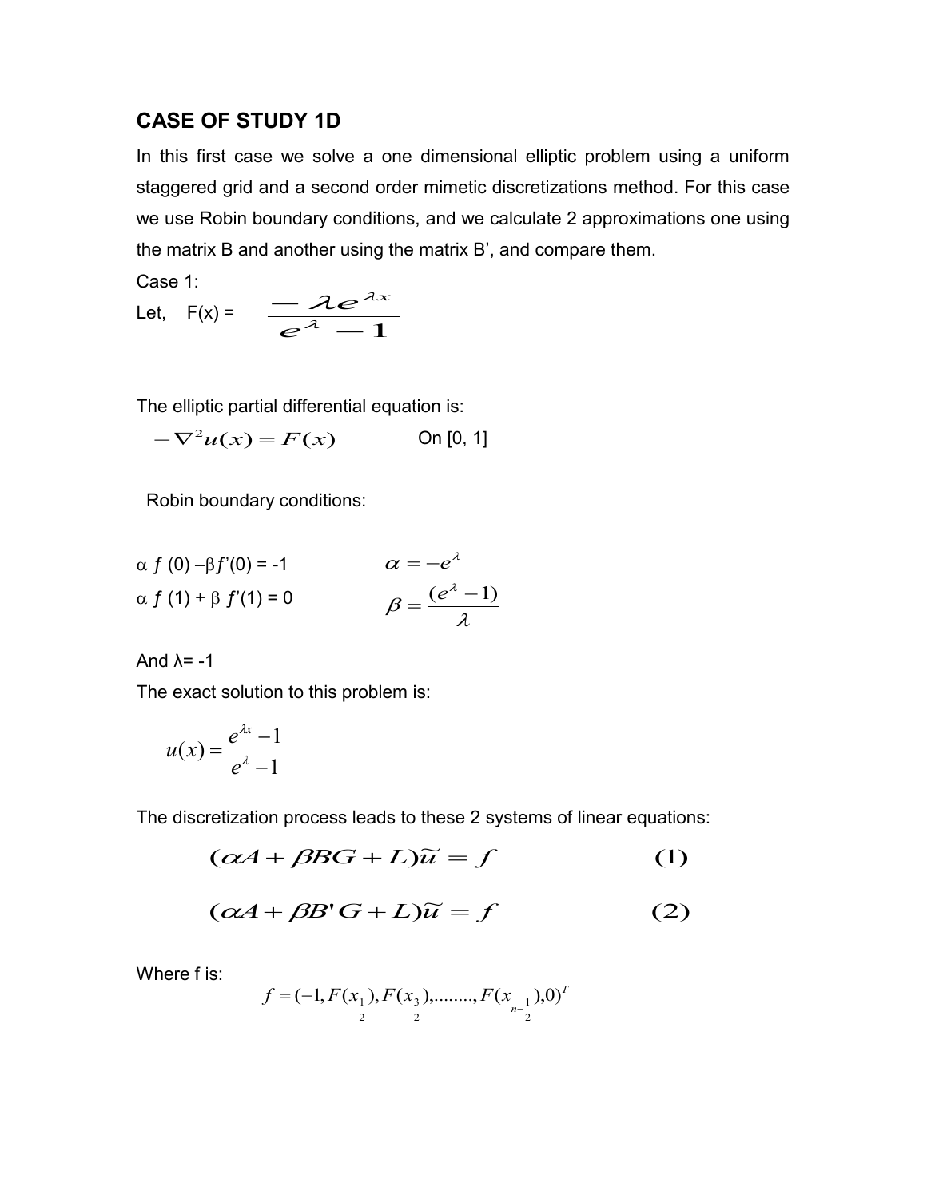## CASE OF STUDY 1D

In this first case we solve a one dimensional elliptic problem using a uniform staggered grid and a second order mimetic discretizations method. For this case we use Robin boundary conditions, and we calculate 2 approximations one using the matrix B and another using the matrix B', and compare them.

Case 1:

Let, F(x) = $\dfrac{-\lambda e^{\lambda x}}{e^{\lambda} - 1}$

The elliptic partial differential equation is:

$$-\nabla^2 u(x) = F(x) \qquad \text{On } [0, 1]$$

Robin boundary conditions:

$$\alpha f(0) - \beta f'(0) = -1 \qquad \alpha = -e^{\lambda}$$

$$\alpha f(1) + \beta f'(1) = 0 \qquad \beta = \frac{(e^{\lambda} - 1)}{\lambda}$$

And λ= -1

The exact solution to this problem is:

$$u(x) = \frac{e^{\lambda x} - 1}{e^{\lambda} - 1}$$

The discretization process leads to these 2 systems of linear equations:

$$(\alpha A + \beta BG + L)\widetilde{u} = f \qquad \textbf{(1)}$$

$$(\alpha A + \beta B' G + L)\widetilde{u} = f \qquad \textbf{(2)}$$

Where f is:

$$f = (-1, F(x_{\frac{1}{2}}), F(x_{\frac{3}{2}}), \ldots\ldots\ldots, F(x_{n-\frac{1}{2}}), 0)^T$$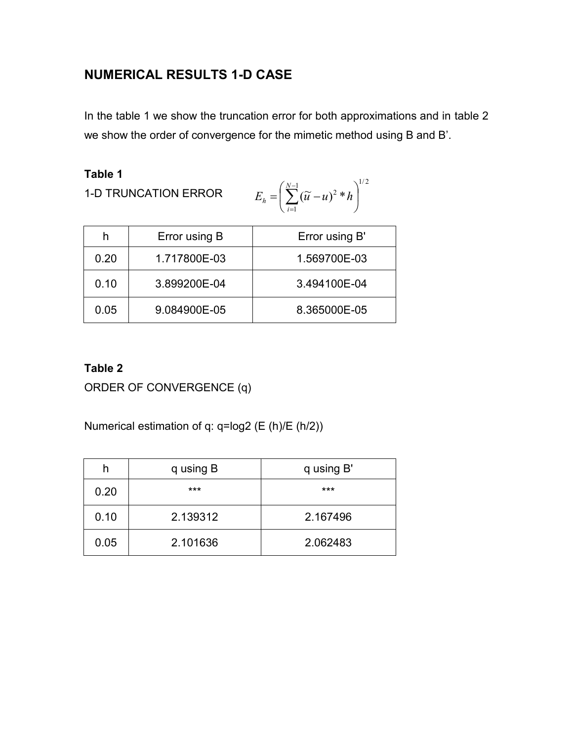# NUMERICAL RESULTS 1-D CASE

In the table 1 we show the truncation error for both approximations and in table 2 we show the order of convergence for the mimetic method using B and B'.

**Table 1**

1-D TRUNCATION ERROR $\quad E_h = \left( \sum_{i=1}^{N-1} (\tilde{u} - u)^2 * h \right)^{1/2}$

| h | Error using B | Error using B' |
|---|---|---|
| 0.20 | 1.717800E-03 | 1.569700E-03 |
| 0.10 | 3.899200E-04 | 3.494100E-04 |
| 0.05 | 9.084900E-05 | 8.365000E-05 |

**Table 2**

ORDER OF CONVERGENCE (q)

Numerical estimation of q: q=log2 (E (h)/E (h/2))

| h | q using B | q using B' |
|---|---|---|
| 0.20 | *** | *** |
| 0.10 | 2.139312 | 2.167496 |
| 0.05 | 2.101636 | 2.062483 |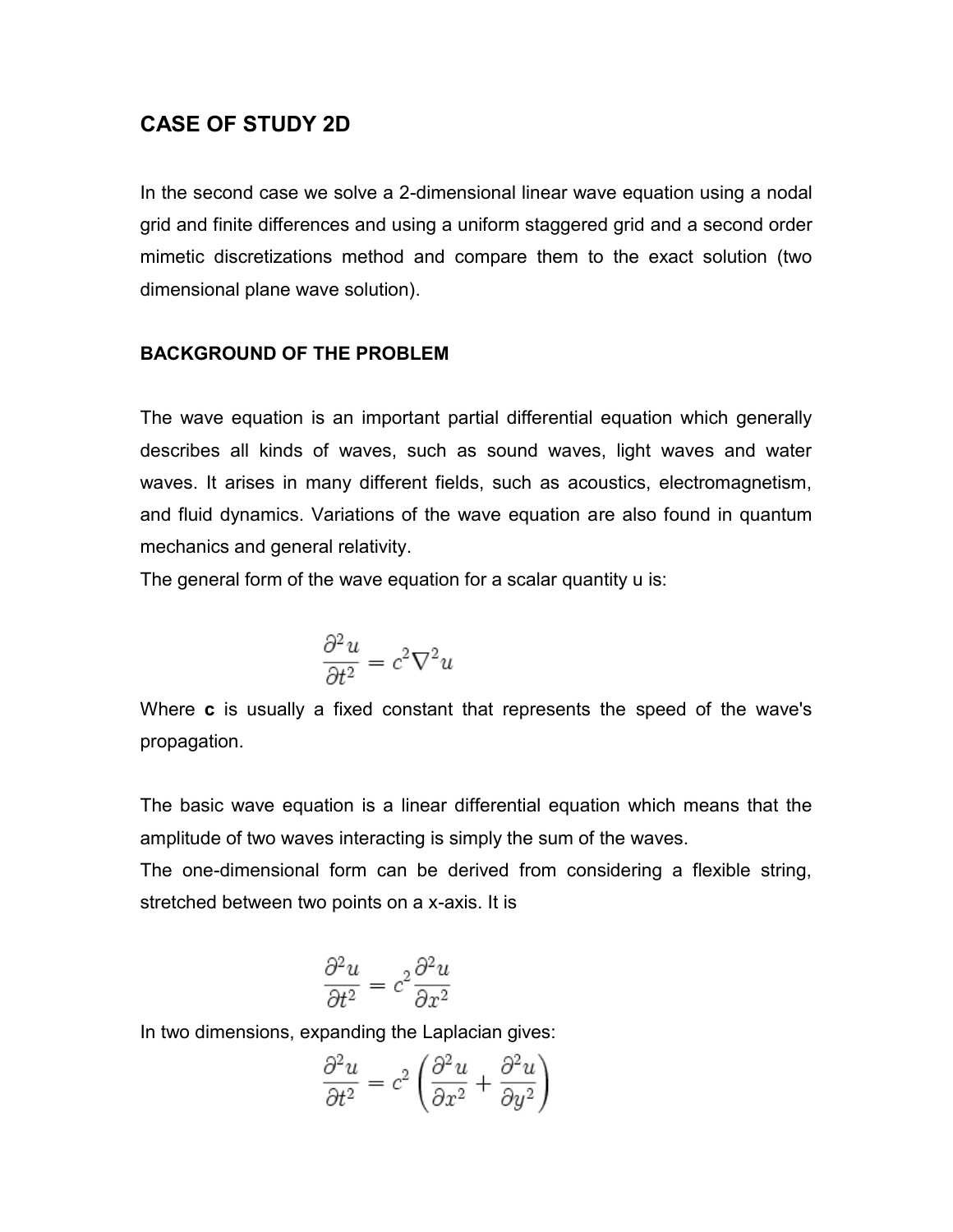## CASE OF STUDY 2D

In the second case we solve a 2-dimensional linear wave equation using a nodal grid and finite differences and using a uniform staggered grid and a second order mimetic discretizations method and compare them to the exact solution (two dimensional plane wave solution).

### BACKGROUND OF THE PROBLEM

The wave equation is an important partial differential equation which generally describes all kinds of waves, such as sound waves, light waves and water waves. It arises in many different fields, such as acoustics, electromagnetism, and fluid dynamics. Variations of the wave equation are also found in quantum mechanics and general relativity.
The general form of the wave equation for a scalar quantity u is:

$$\frac{\partial^2 u}{\partial t^2} = c^2 \nabla^2 u$$

Where **c** is usually a fixed constant that represents the speed of the wave's propagation.

The basic wave equation is a linear differential equation which means that the amplitude of two waves interacting is simply the sum of the waves.
The one-dimensional form can be derived from considering a flexible string, stretched between two points on a x-axis. It is

$$\frac{\partial^2 u}{\partial t^2} = c^2 \frac{\partial^2 u}{\partial x^2}$$

In two dimensions, expanding the Laplacian gives:

$$\frac{\partial^2 u}{\partial t^2} = c^2 \left( \frac{\partial^2 u}{\partial x^2} + \frac{\partial^2 u}{\partial y^2} \right)$$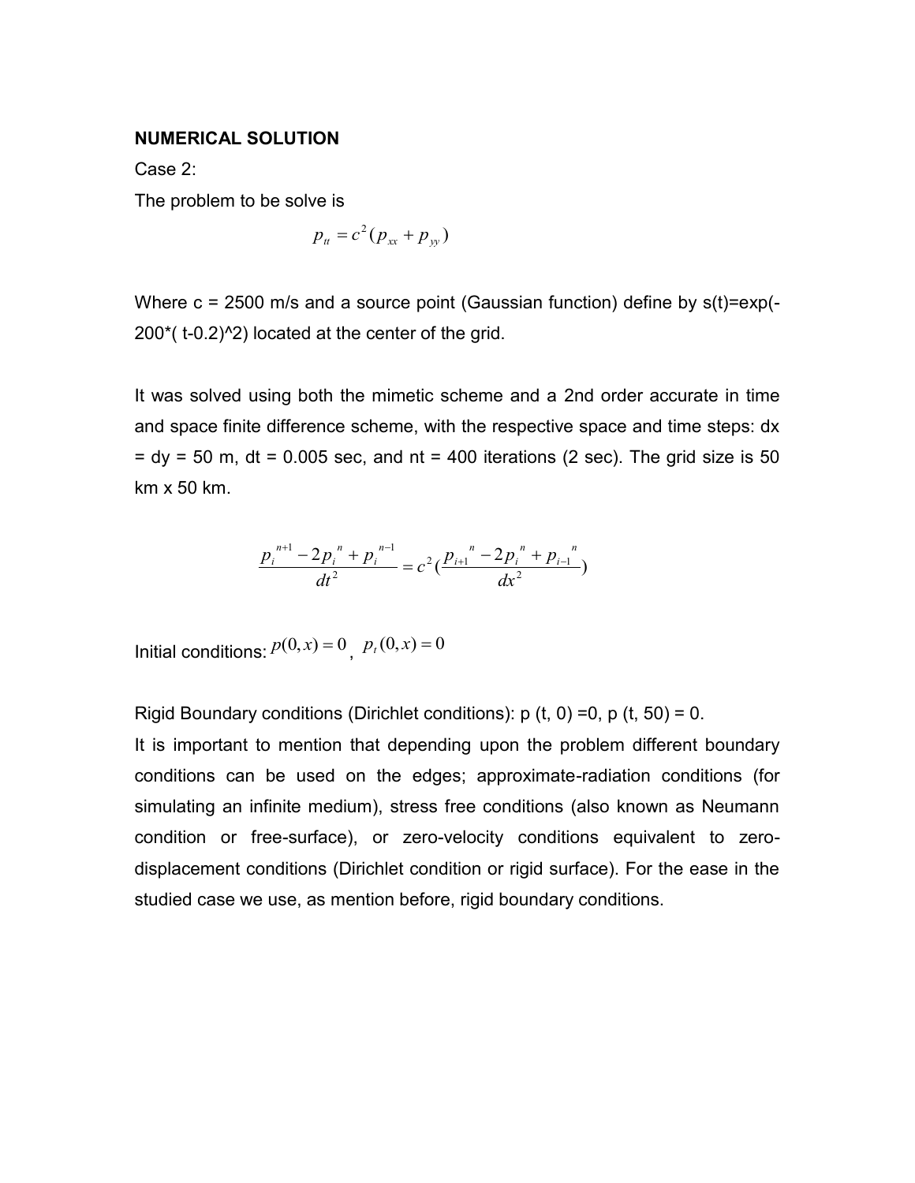**NUMERICAL SOLUTION**

Case 2:

The problem to be solve is

$$p_{tt} = c^2 (p_{xx} + p_{yy})$$

Where c = 2500 m/s and a source point (Gaussian function) define by s(t)=exp(-200*( t-0.2)^2) located at the center of the grid.

It was solved using both the mimetic scheme and a 2nd order accurate in time and space finite difference scheme, with the respective space and time steps: dx = dy = 50 m, dt = 0.005 sec, and nt = 400 iterations (2 sec). The grid size is 50 km x 50 km.

$$\frac{p_i^{n+1} - 2p_i^{n} + p_i^{n-1}}{dt^2} = c^2 \left( \frac{p_{i+1}^{n} - 2p_i^{n} + p_{i-1}^{n}}{dx^2} \right)$$

Initial conditions: $p(0, x) = 0$, $p_t(0, x) = 0$

Rigid Boundary conditions (Dirichlet conditions): p (t, 0) =0, p (t, 50) = 0.

It is important to mention that depending upon the problem different boundary conditions can be used on the edges; approximate-radiation conditions (for simulating an infinite medium), stress free conditions (also known as Neumann condition or free-surface), or zero-velocity conditions equivalent to zero-displacement conditions (Dirichlet condition or rigid surface). For the ease in the studied case we use, as mention before, rigid boundary conditions.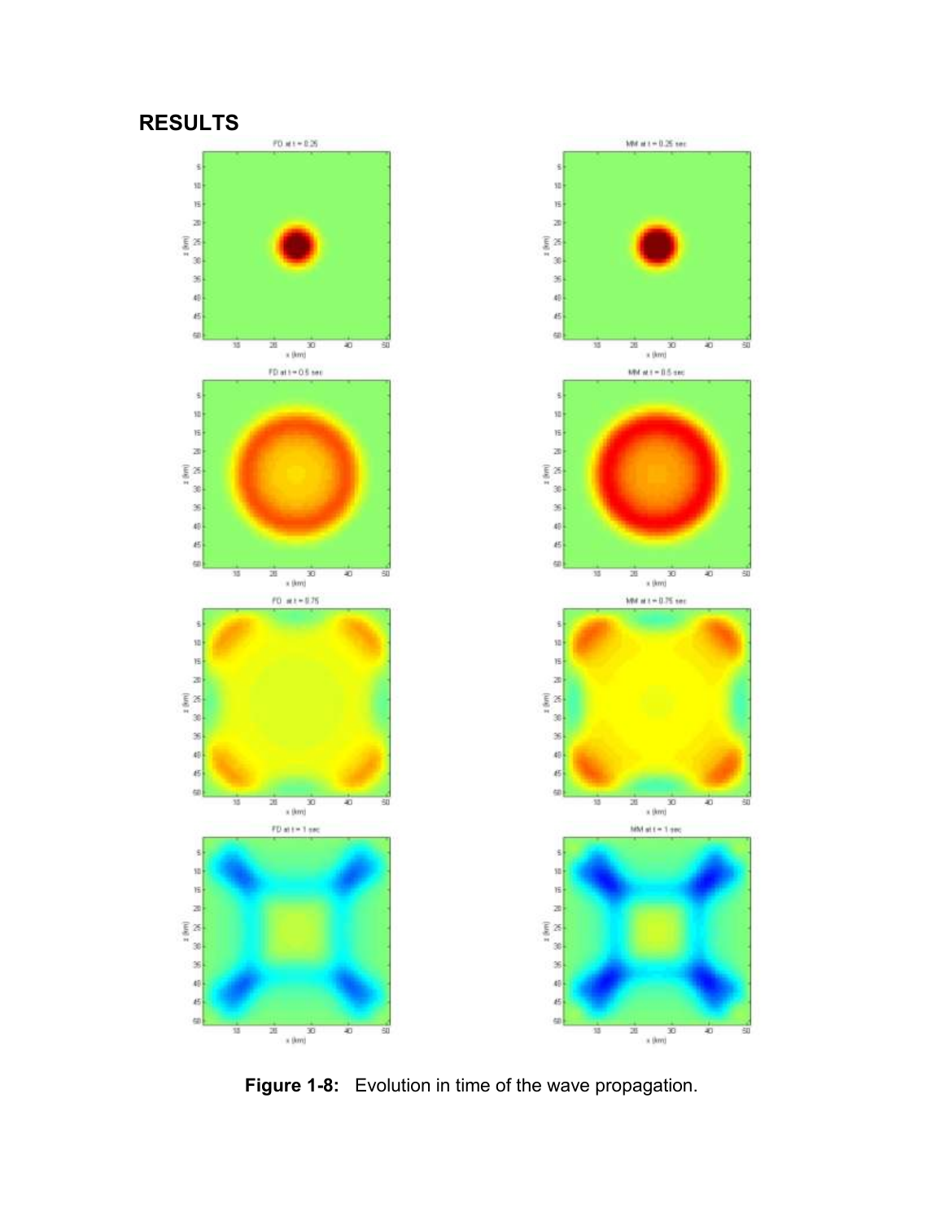## RESULTS

**Figure 1-8:** Evolution in time of the wave propagation.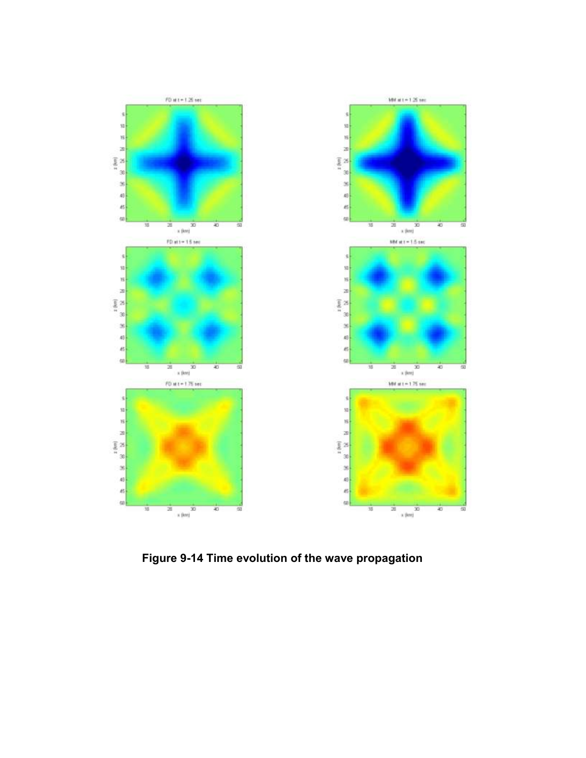**Figure 9-14 Time evolution of the wave propagation**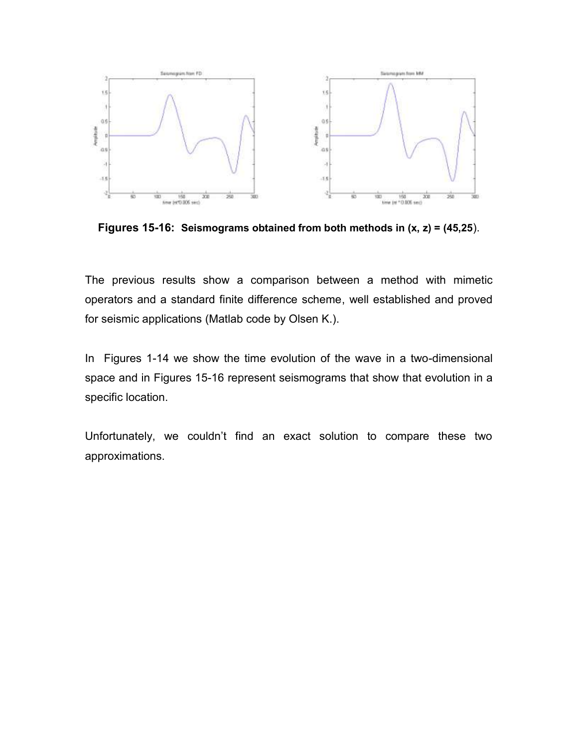**Figures 15-16: Seismograms obtained from both methods in (x, z) = (45,25)**.

The previous results show a comparison between a method with mimetic operators and a standard finite difference scheme, well established and proved for seismic applications (Matlab code by Olsen K.).

In Figures 1-14 we show the time evolution of the wave in a two-dimensional space and in Figures 15-16 represent seismograms that show that evolution in a specific location.

Unfortunately, we couldn't find an exact solution to compare these two approximations.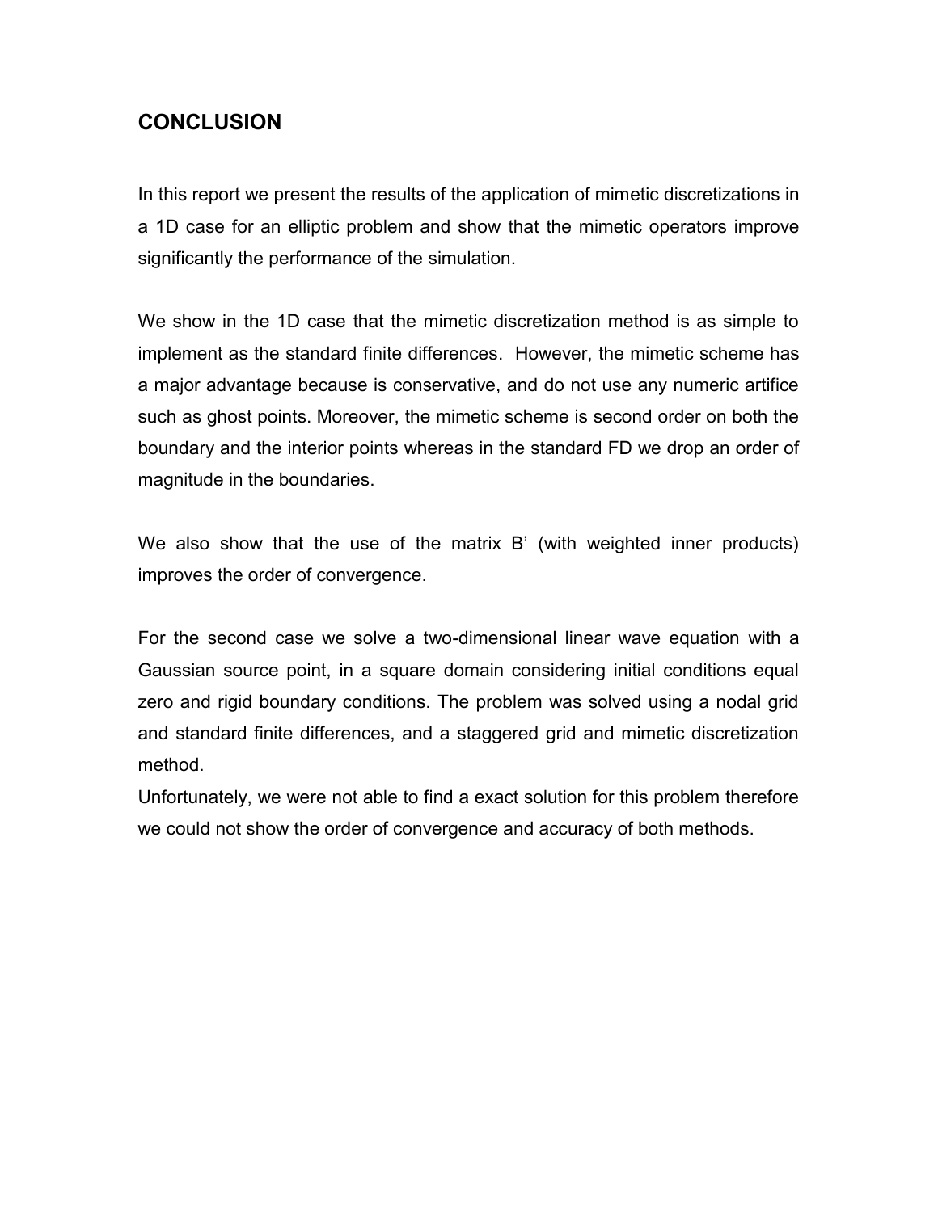## CONCLUSION

In this report we present the results of the application of mimetic discretizations in a 1D case for an elliptic problem and show that the mimetic operators improve significantly the performance of the simulation.

We show in the 1D case that the mimetic discretization method is as simple to implement as the standard finite differences. However, the mimetic scheme has a major advantage because is conservative, and do not use any numeric artifice such as ghost points. Moreover, the mimetic scheme is second order on both the boundary and the interior points whereas in the standard FD we drop an order of magnitude in the boundaries.

We also show that the use of the matrix B' (with weighted inner products) improves the order of convergence.

For the second case we solve a two-dimensional linear wave equation with a Gaussian source point, in a square domain considering initial conditions equal zero and rigid boundary conditions. The problem was solved using a nodal grid and standard finite differences, and a staggered grid and mimetic discretization method.
Unfortunately, we were not able to find a exact solution for this problem therefore we could not show the order of convergence and accuracy of both methods.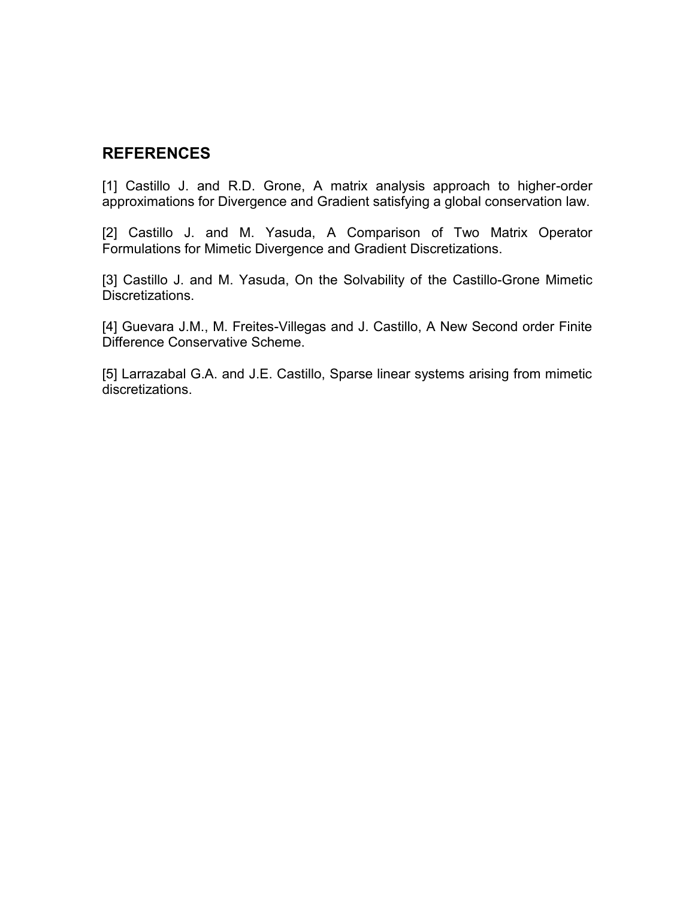## REFERENCES

[1] Castillo J. and R.D. Grone, A matrix analysis approach to higher-order approximations for Divergence and Gradient satisfying a global conservation law.

[2] Castillo J. and M. Yasuda, A Comparison of Two Matrix Operator Formulations for Mimetic Divergence and Gradient Discretizations.

[3] Castillo J. and M. Yasuda, On the Solvability of the Castillo-Grone Mimetic Discretizations.

[4] Guevara J.M., M. Freites-Villegas and J. Castillo, A New Second order Finite Difference Conservative Scheme.

[5] Larrazabal G.A. and J.E. Castillo, Sparse linear systems arising from mimetic discretizations.